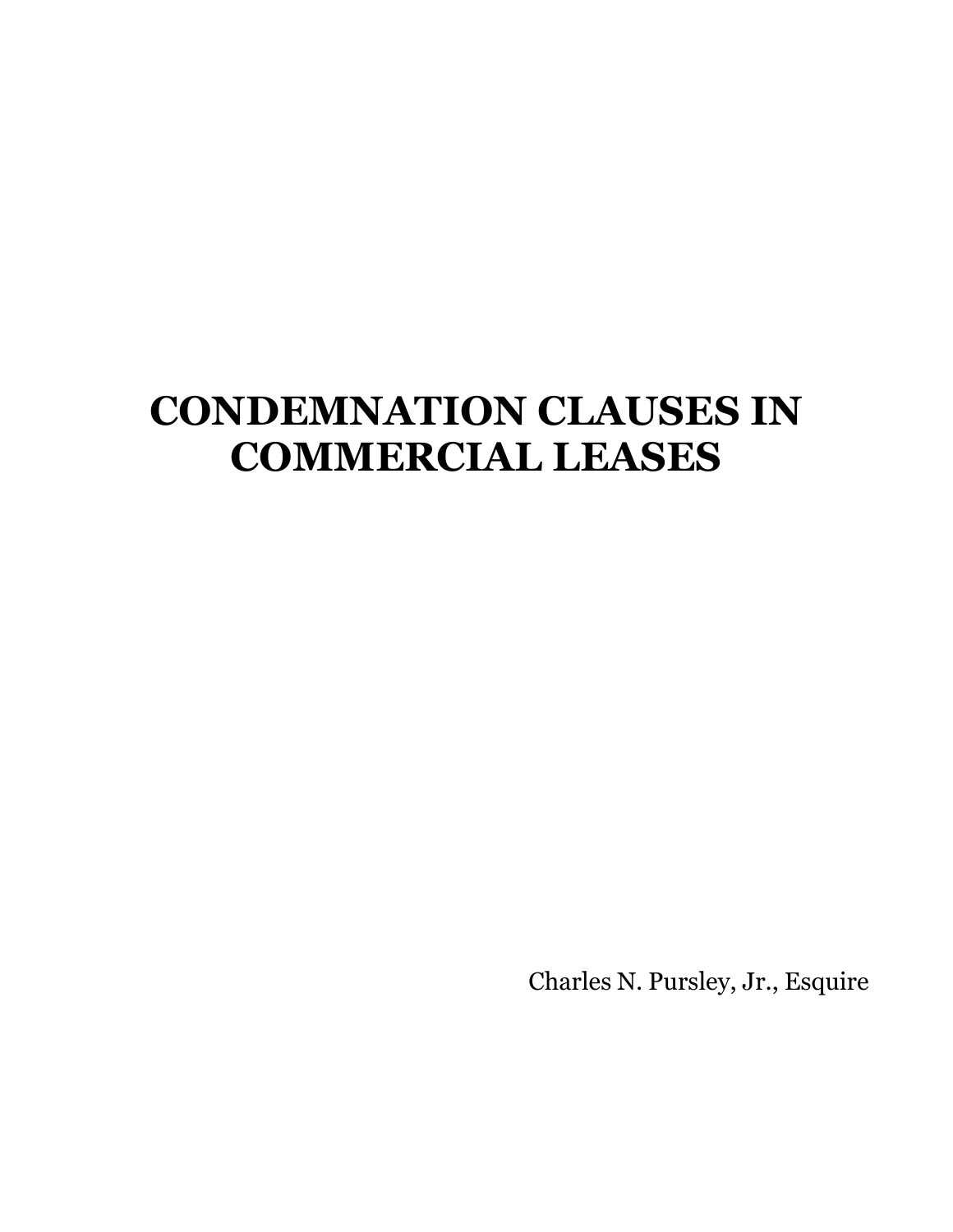# CONDEMNATION CLAUSES IN COMMERCIAL LEASES

Charles N. Pursley, Jr., Esquire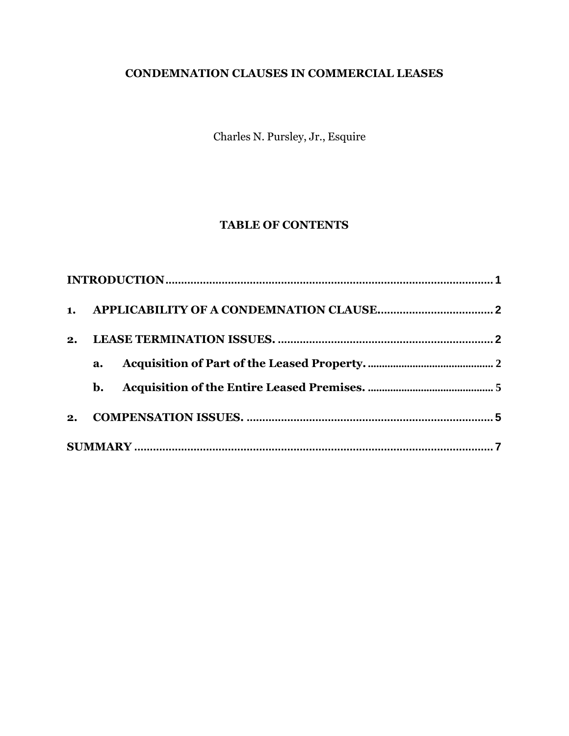**CONDEMNATION CLAUSES IN COMMERCIAL LEASES**

Charles N. Pursley, Jr., Esquire

**TABLE OF CONTENTS**

**INTRODUCTION** .......... 1

**1. APPLICABILITY OF A CONDEMNATION CLAUSE.** .......... 2

**2. LEASE TERMINATION ISSUES.** .......... 2

- **a. Acquisition of Part of the Leased Property.** .......... 2
- **b. Acquisition of the Entire Leased Premises.** .......... 5

**2. COMPENSATION ISSUES.** .......... 5

**SUMMARY** .......... 7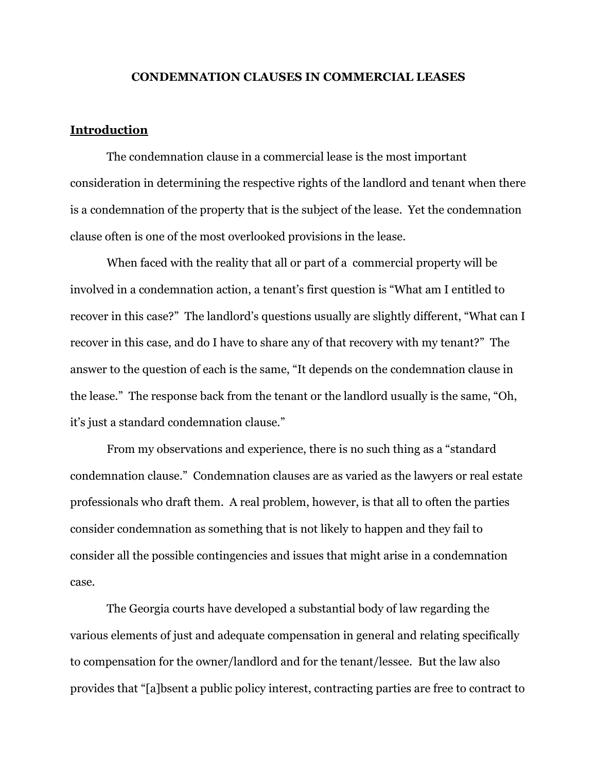**CONDEMNATION CLAUSES IN COMMERCIAL LEASES**

## Introduction

The condemnation clause in a commercial lease is the most important consideration in determining the respective rights of the landlord and tenant when there is a condemnation of the property that is the subject of the lease. Yet the condemnation clause often is one of the most overlooked provisions in the lease.

When faced with the reality that all or part of a commercial property will be involved in a condemnation action, a tenant's first question is "What am I entitled to recover in this case?" The landlord's questions usually are slightly different, "What can I recover in this case, and do I have to share any of that recovery with my tenant?" The answer to the question of each is the same, "It depends on the condemnation clause in the lease." The response back from the tenant or the landlord usually is the same, "Oh, it's just a standard condemnation clause."

From my observations and experience, there is no such thing as a "standard condemnation clause." Condemnation clauses are as varied as the lawyers or real estate professionals who draft them. A real problem, however, is that all to often the parties consider condemnation as something that is not likely to happen and they fail to consider all the possible contingencies and issues that might arise in a condemnation case.

The Georgia courts have developed a substantial body of law regarding the various elements of just and adequate compensation in general and relating specifically to compensation for the owner/landlord and for the tenant/lessee. But the law also provides that "[a]bsent a public policy interest, contracting parties are free to contract to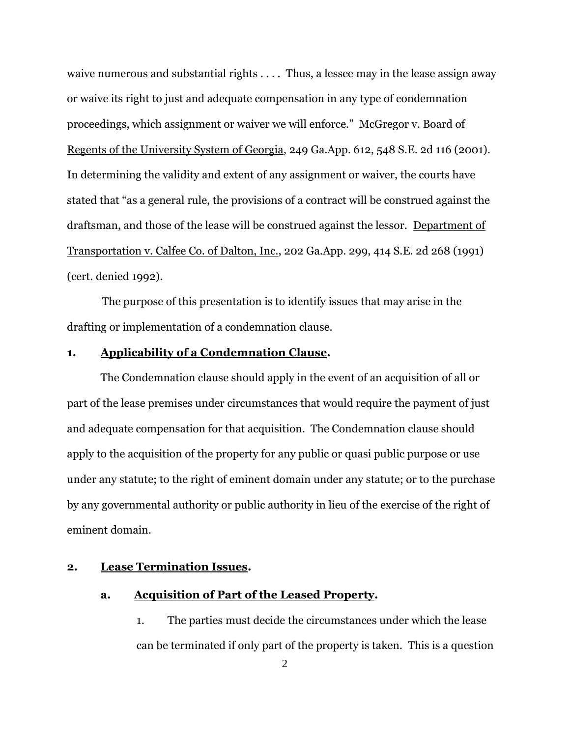waive numerous and substantial rights . . . . Thus, a lessee may in the lease assign away or waive its right to just and adequate compensation in any type of condemnation proceedings, which assignment or waiver we will enforce." McGregor v. Board of Regents of the University System of Georgia, 249 Ga.App. 612, 548 S.E. 2d 116 (2001). In determining the validity and extent of any assignment or waiver, the courts have stated that "as a general rule, the provisions of a contract will be construed against the draftsman, and those of the lease will be construed against the lessor. Department of Transportation v. Calfee Co. of Dalton, Inc., 202 Ga.App. 299, 414 S.E. 2d 268 (1991) (cert. denied 1992).

The purpose of this presentation is to identify issues that may arise in the drafting or implementation of a condemnation clause.

## 1. Applicability of a Condemnation Clause.

The Condemnation clause should apply in the event of an acquisition of all or part of the lease premises under circumstances that would require the payment of just and adequate compensation for that acquisition. The Condemnation clause should apply to the acquisition of the property for any public or quasi public purpose or use under any statute; to the right of eminent domain under any statute; or to the purchase by any governmental authority or public authority in lieu of the exercise of the right of eminent domain.

## 2. Lease Termination Issues.

### a. Acquisition of Part of the Leased Property.

1. The parties must decide the circumstances under which the lease can be terminated if only part of the property is taken. This is a question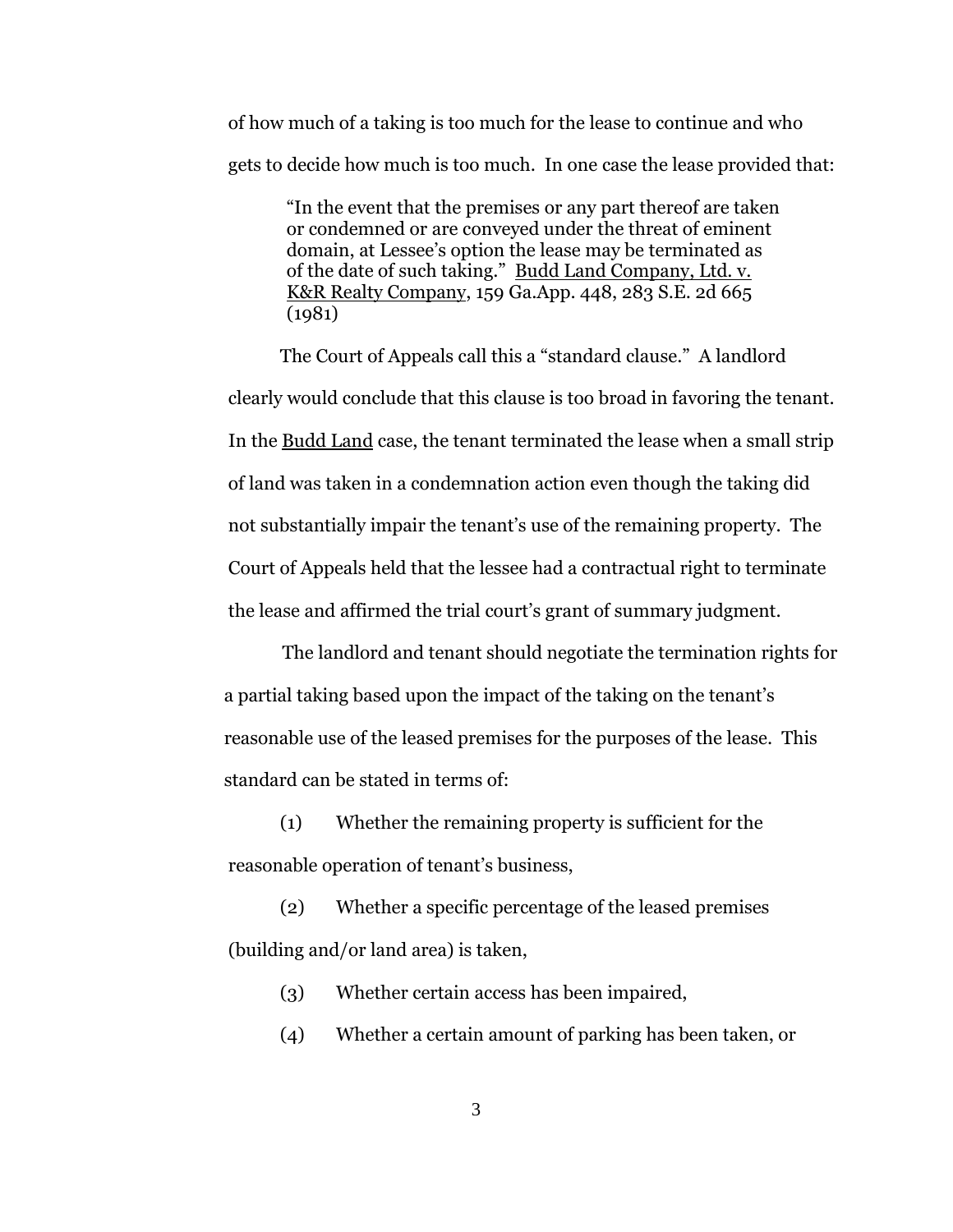of how much of a taking is too much for the lease to continue and who gets to decide how much is too much. In one case the lease provided that:

> "In the event that the premises or any part thereof are taken or condemned or are conveyed under the threat of eminent domain, at Lessee's option the lease may be terminated as of the date of such taking." <u>Budd Land Company, Ltd. v. K&R Realty Company</u>, 159 Ga.App. 448, 283 S.E. 2d 665 (1981)

The Court of Appeals call this a "standard clause." A landlord clearly would conclude that this clause is too broad in favoring the tenant. In the <u>Budd Land</u> case, the tenant terminated the lease when a small strip of land was taken in a condemnation action even though the taking did not substantially impair the tenant's use of the remaining property. The Court of Appeals held that the lessee had a contractual right to terminate the lease and affirmed the trial court's grant of summary judgment.

The landlord and tenant should negotiate the termination rights for a partial taking based upon the impact of the taking on the tenant's reasonable use of the leased premises for the purposes of the lease. This standard can be stated in terms of:

(1) Whether the remaining property is sufficient for the reasonable operation of tenant's business,

(2) Whether a specific percentage of the leased premises (building and/or land area) is taken,

(3) Whether certain access has been impaired,

(4) Whether a certain amount of parking has been taken, or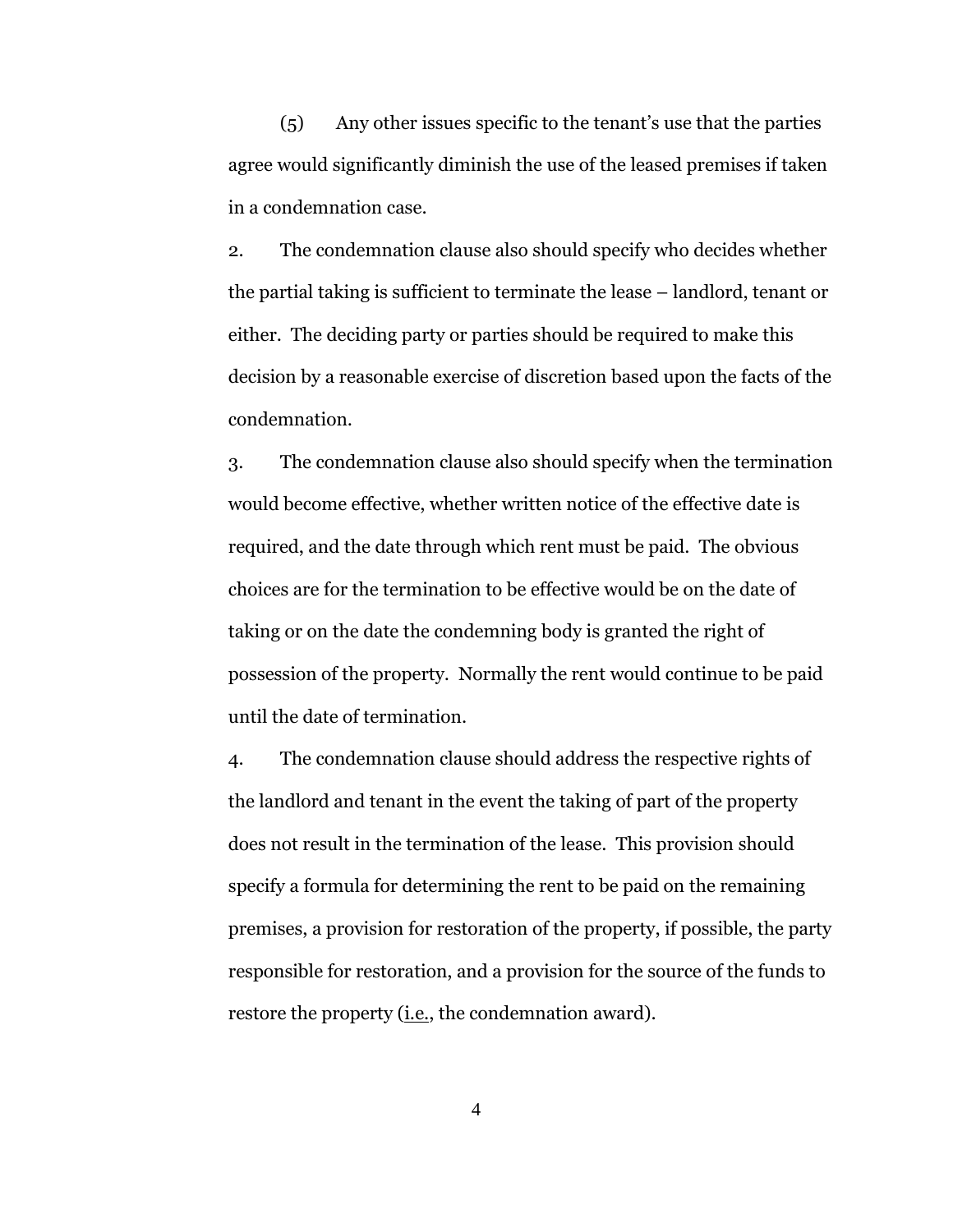(5) Any other issues specific to the tenant's use that the parties agree would significantly diminish the use of the leased premises if taken in a condemnation case.

2. The condemnation clause also should specify who decides whether the partial taking is sufficient to terminate the lease – landlord, tenant or either. The deciding party or parties should be required to make this decision by a reasonable exercise of discretion based upon the facts of the condemnation.

3. The condemnation clause also should specify when the termination would become effective, whether written notice of the effective date is required, and the date through which rent must be paid. The obvious choices are for the termination to be effective would be on the date of taking or on the date the condemning body is granted the right of possession of the property. Normally the rent would continue to be paid until the date of termination.

4. The condemnation clause should address the respective rights of the landlord and tenant in the event the taking of part of the property does not result in the termination of the lease. This provision should specify a formula for determining the rent to be paid on the remaining premises, a provision for restoration of the property, if possible, the party responsible for restoration, and a provision for the source of the funds to restore the property (i.e., the condemnation award).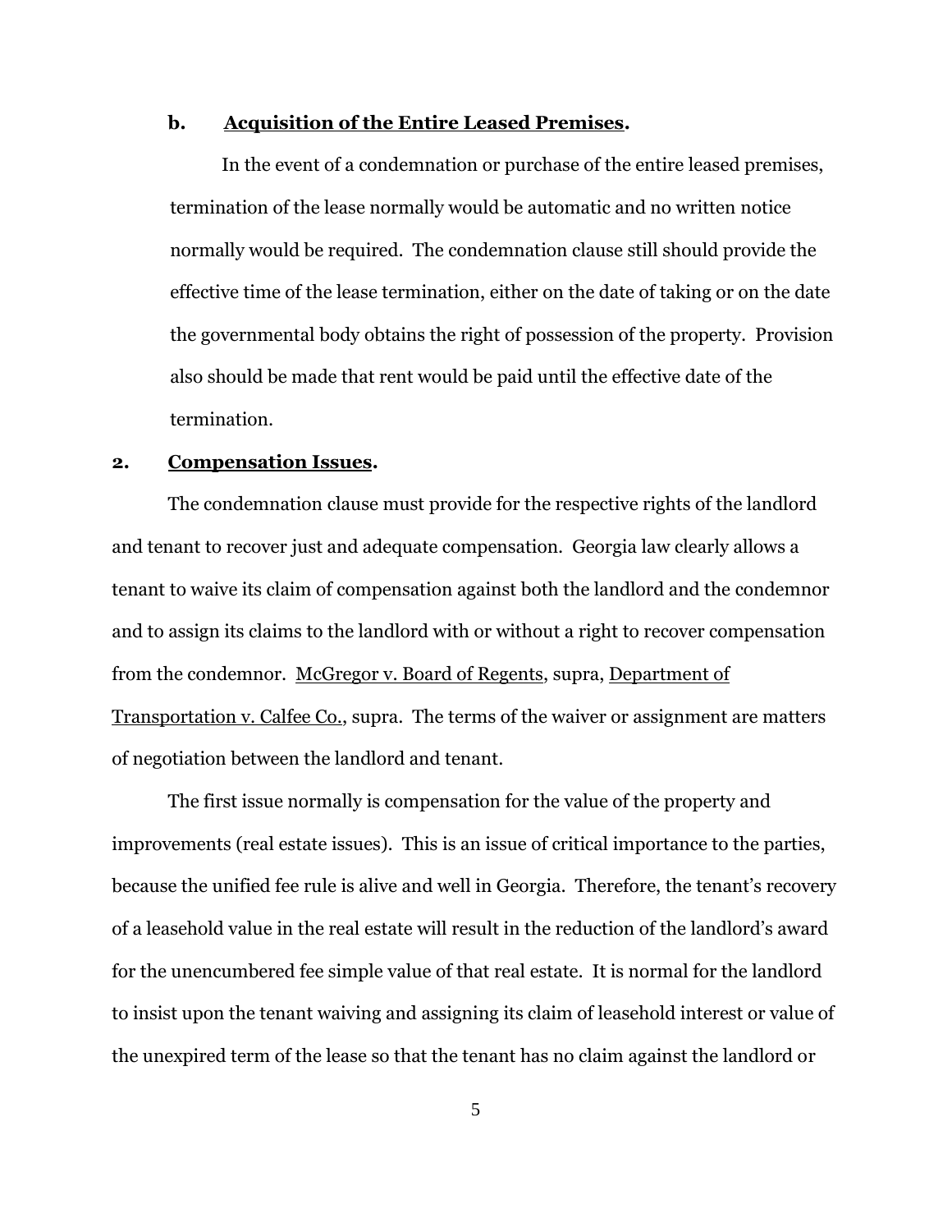**b. <u>Acquisition of the Entire Leased Premises</u>.**

In the event of a condemnation or purchase of the entire leased premises, termination of the lease normally would be automatic and no written notice normally would be required. The condemnation clause still should provide the effective time of the lease termination, either on the date of taking or on the date the governmental body obtains the right of possession of the property. Provision also should be made that rent would be paid until the effective date of the termination.

**2. <u>Compensation Issues</u>.**

The condemnation clause must provide for the respective rights of the landlord and tenant to recover just and adequate compensation. Georgia law clearly allows a tenant to waive its claim of compensation against both the landlord and the condemnor and to assign its claims to the landlord with or without a right to recover compensation from the condemnor. <u>McGregor v. Board of Regents</u>, supra, <u>Department of Transportation v. Calfee Co.</u>, supra. The terms of the waiver or assignment are matters of negotiation between the landlord and tenant.

The first issue normally is compensation for the value of the property and improvements (real estate issues). This is an issue of critical importance to the parties, because the unified fee rule is alive and well in Georgia. Therefore, the tenant's recovery of a leasehold value in the real estate will result in the reduction of the landlord's award for the unencumbered fee simple value of that real estate. It is normal for the landlord to insist upon the tenant waiving and assigning its claim of leasehold interest or value of the unexpired term of the lease so that the tenant has no claim against the landlord or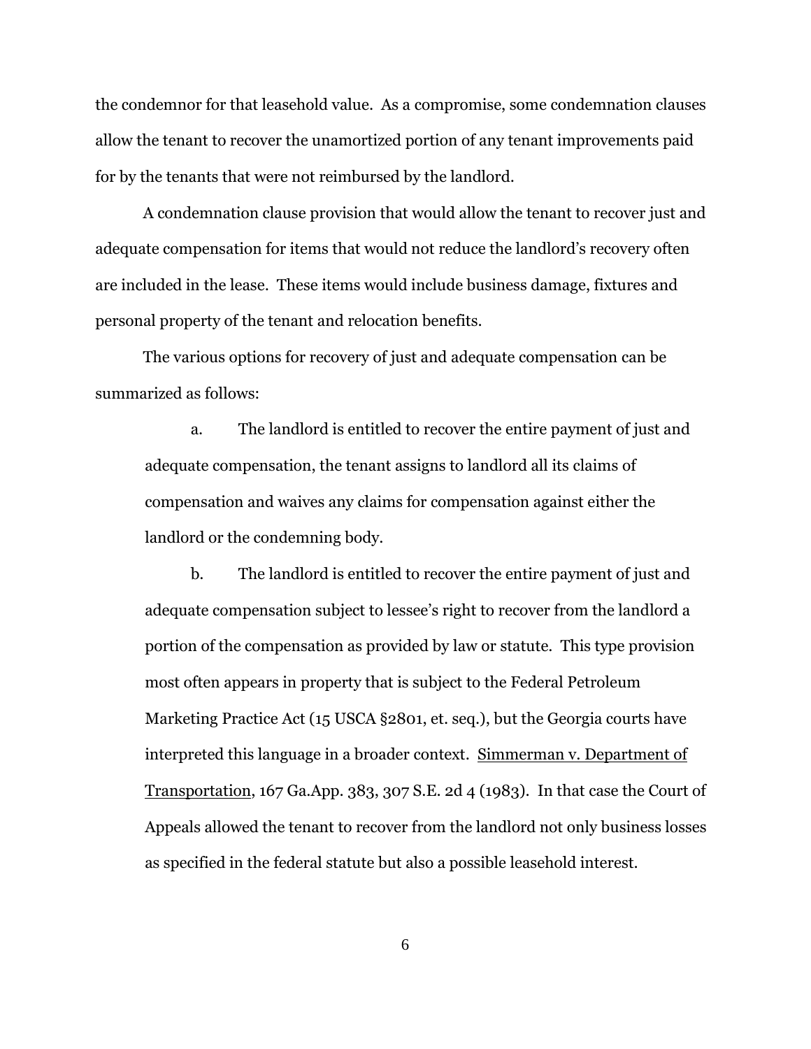the condemnor for that leasehold value. As a compromise, some condemnation clauses allow the tenant to recover the unamortized portion of any tenant improvements paid for by the tenants that were not reimbursed by the landlord.

A condemnation clause provision that would allow the tenant to recover just and adequate compensation for items that would not reduce the landlord's recovery often are included in the lease. These items would include business damage, fixtures and personal property of the tenant and relocation benefits.

The various options for recovery of just and adequate compensation can be summarized as follows:

> a. The landlord is entitled to recover the entire payment of just and adequate compensation, the tenant assigns to landlord all its claims of compensation and waives any claims for compensation against either the landlord or the condemning body.
>
> b. The landlord is entitled to recover the entire payment of just and adequate compensation subject to lessee's right to recover from the landlord a portion of the compensation as provided by law or statute. This type provision most often appears in property that is subject to the Federal Petroleum Marketing Practice Act (15 USCA §2801, et. seq.), but the Georgia courts have interpreted this language in a broader context. <u>Simmerman v. Department of Transportation</u>, 167 Ga.App. 383, 307 S.E. 2d 4 (1983). In that case the Court of Appeals allowed the tenant to recover from the landlord not only business losses as specified in the federal statute but also a possible leasehold interest.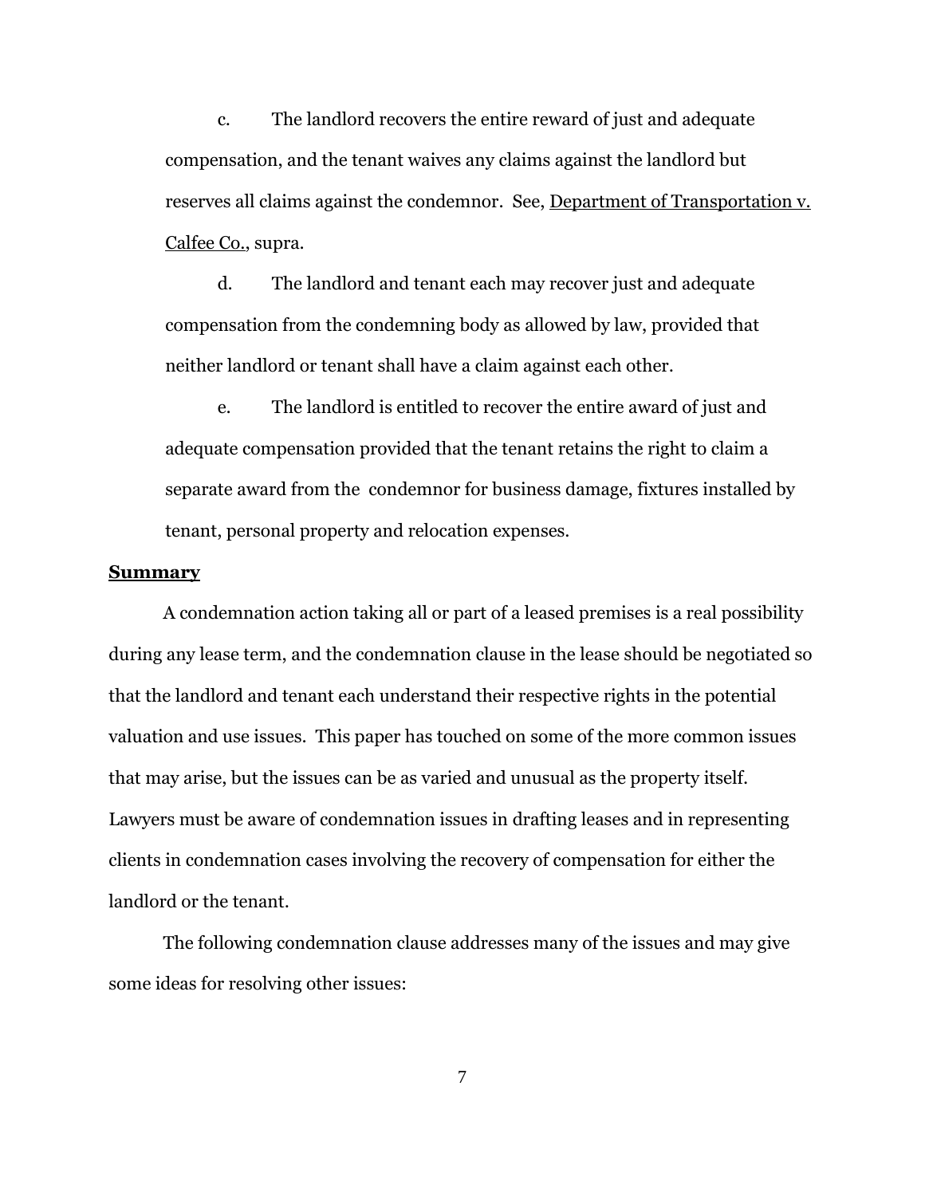c. The landlord recovers the entire reward of just and adequate compensation, and the tenant waives any claims against the landlord but reserves all claims against the condemnor. See, Department of Transportation v. Calfee Co., supra.

d. The landlord and tenant each may recover just and adequate compensation from the condemning body as allowed by law, provided that neither landlord or tenant shall have a claim against each other.

e. The landlord is entitled to recover the entire award of just and adequate compensation provided that the tenant retains the right to claim a separate award from the condemnor for business damage, fixtures installed by tenant, personal property and relocation expenses.

**Summary**

A condemnation action taking all or part of a leased premises is a real possibility during any lease term, and the condemnation clause in the lease should be negotiated so that the landlord and tenant each understand their respective rights in the potential valuation and use issues. This paper has touched on some of the more common issues that may arise, but the issues can be as varied and unusual as the property itself. Lawyers must be aware of condemnation issues in drafting leases and in representing clients in condemnation cases involving the recovery of compensation for either the landlord or the tenant.

The following condemnation clause addresses many of the issues and may give some ideas for resolving other issues: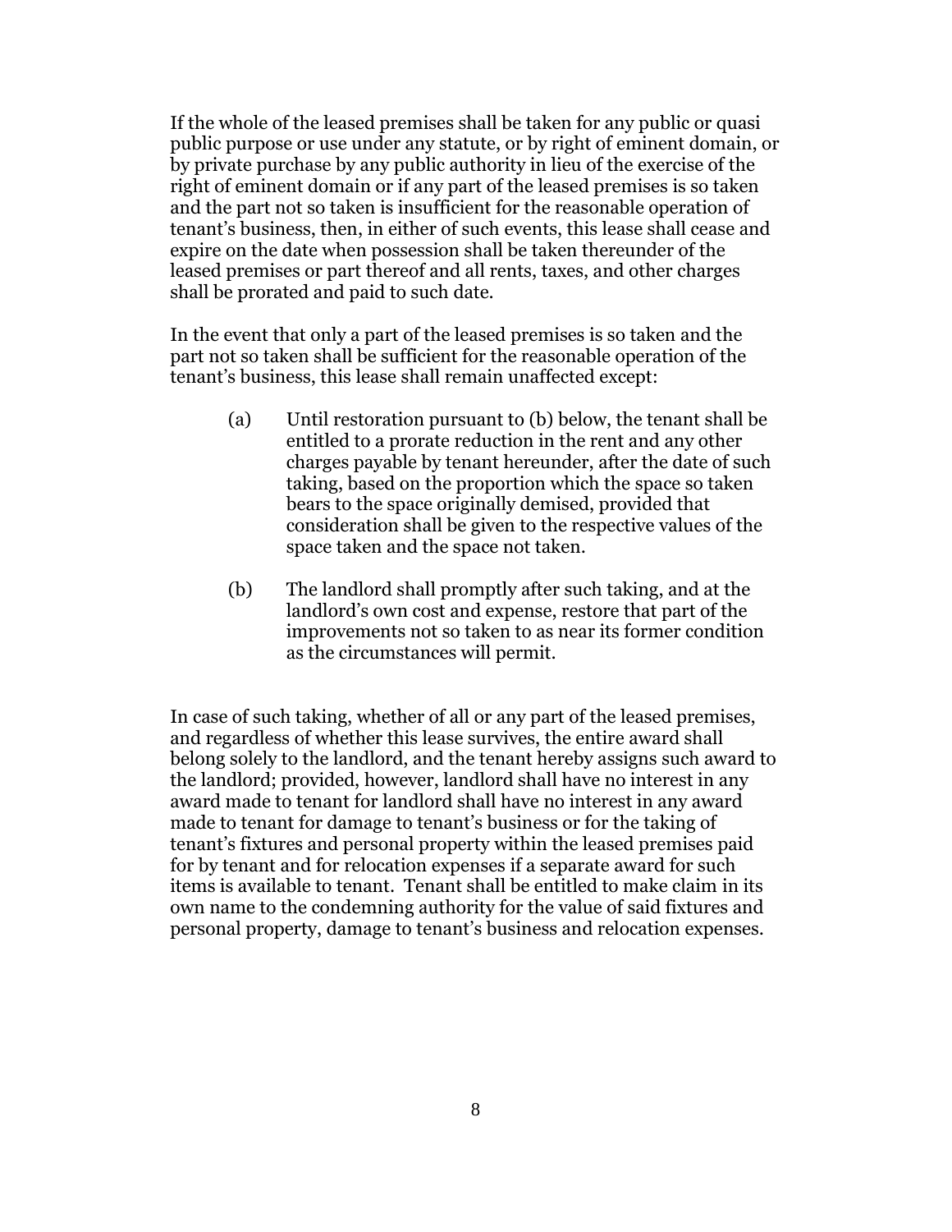If the whole of the leased premises shall be taken for any public or quasi public purpose or use under any statute, or by right of eminent domain, or by private purchase by any public authority in lieu of the exercise of the right of eminent domain or if any part of the leased premises is so taken and the part not so taken is insufficient for the reasonable operation of tenant's business, then, in either of such events, this lease shall cease and expire on the date when possession shall be taken thereunder of the leased premises or part thereof and all rents, taxes, and other charges shall be prorated and paid to such date.

In the event that only a part of the leased premises is so taken and the part not so taken shall be sufficient for the reasonable operation of the tenant's business, this lease shall remain unaffected except:

(a) Until restoration pursuant to (b) below, the tenant shall be entitled to a prorate reduction in the rent and any other charges payable by tenant hereunder, after the date of such taking, based on the proportion which the space so taken bears to the space originally demised, provided that consideration shall be given to the respective values of the space taken and the space not taken.

(b) The landlord shall promptly after such taking, and at the landlord's own cost and expense, restore that part of the improvements not so taken to as near its former condition as the circumstances will permit.

In case of such taking, whether of all or any part of the leased premises, and regardless of whether this lease survives, the entire award shall belong solely to the landlord, and the tenant hereby assigns such award to the landlord; provided, however, landlord shall have no interest in any award made to tenant for landlord shall have no interest in any award made to tenant for damage to tenant's business or for the taking of tenant's fixtures and personal property within the leased premises paid for by tenant and for relocation expenses if a separate award for such items is available to tenant. Tenant shall be entitled to make claim in its own name to the condemning authority for the value of said fixtures and personal property, damage to tenant's business and relocation expenses.